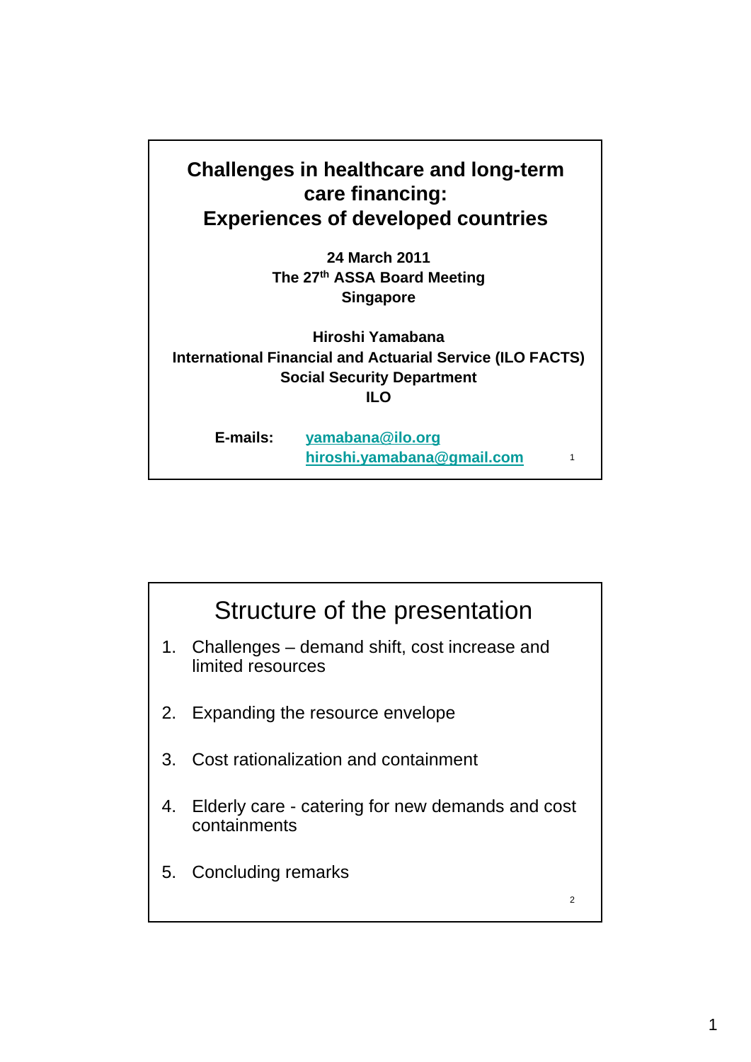# Challenges in healthcare and long-term care financing: Experiences of developed countries

**24 March 2011**
**The 27th ASSA Board Meeting**
**Singapore**

**Hiroshi Yamabana**
**International Financial and Actuarial Service (ILO FACTS)**
**Social Security Department**
**ILO**

**E-mails:** yamabana@ilo.org
hiroshi.yamabana@gmail.com

## Structure of the presentation

1. Challenges – demand shift, cost increase and limited resources
2. Expanding the resource envelope
3. Cost rationalization and containment
4. Elderly care - catering for new demands and cost containments
5. Concluding remarks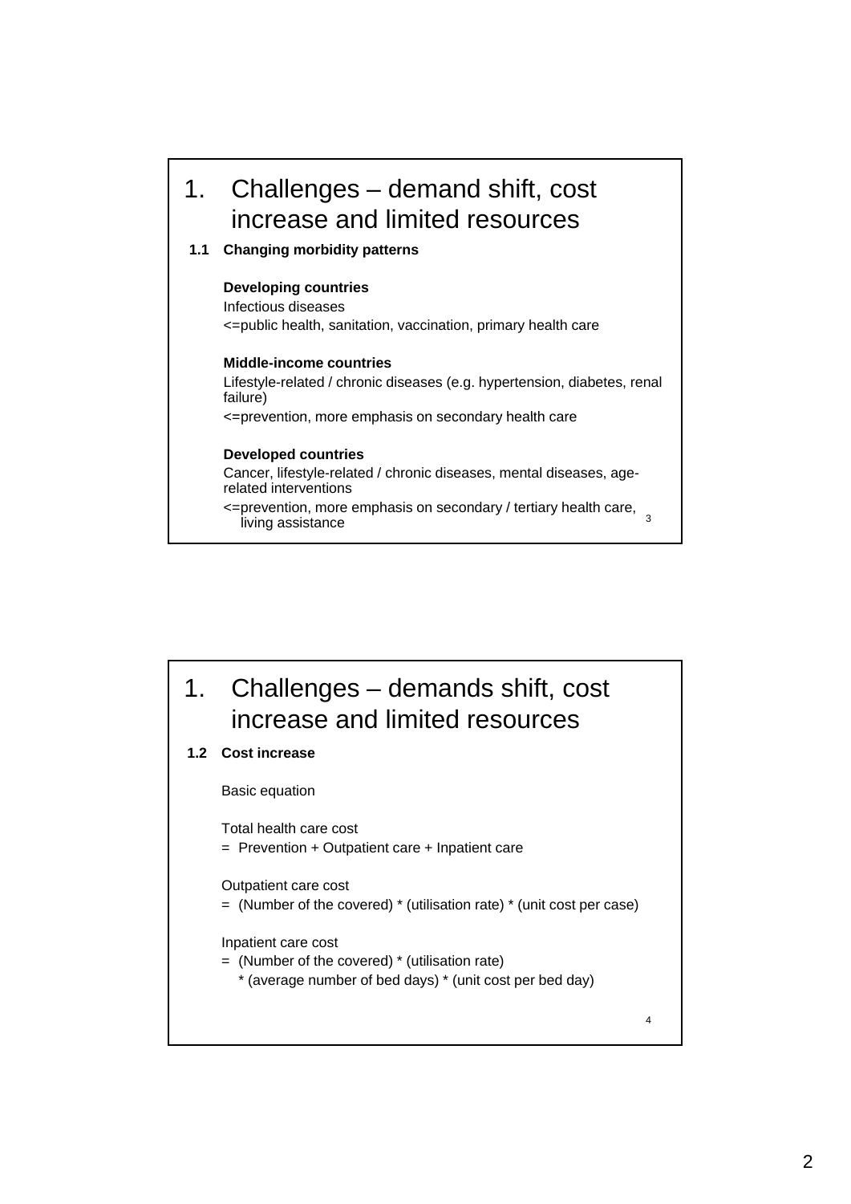# 1. Challenges – demand shift, cost increase and limited resources

### 1.1 Changing morbidity patterns

**Developing countries**

Infectious diseases

<=public health, sanitation, vaccination, primary health care

**Middle-income countries**

Lifestyle-related / chronic diseases (e.g. hypertension, diabetes, renal failure)

<=prevention, more emphasis on secondary health care

**Developed countries**

Cancer, lifestyle-related / chronic diseases, mental diseases, age-related interventions

<=prevention, more emphasis on secondary / tertiary health care, living assistance

# 1. Challenges – demands shift, cost increase and limited resources

### 1.2 Cost increase

Basic equation

Total health care cost
= Prevention + Outpatient care + Inpatient care

Outpatient care cost
= (Number of the covered) * (utilisation rate) * (unit cost per case)

Inpatient care cost
= (Number of the covered) * (utilisation rate)
* (average number of bed days) * (unit cost per bed day)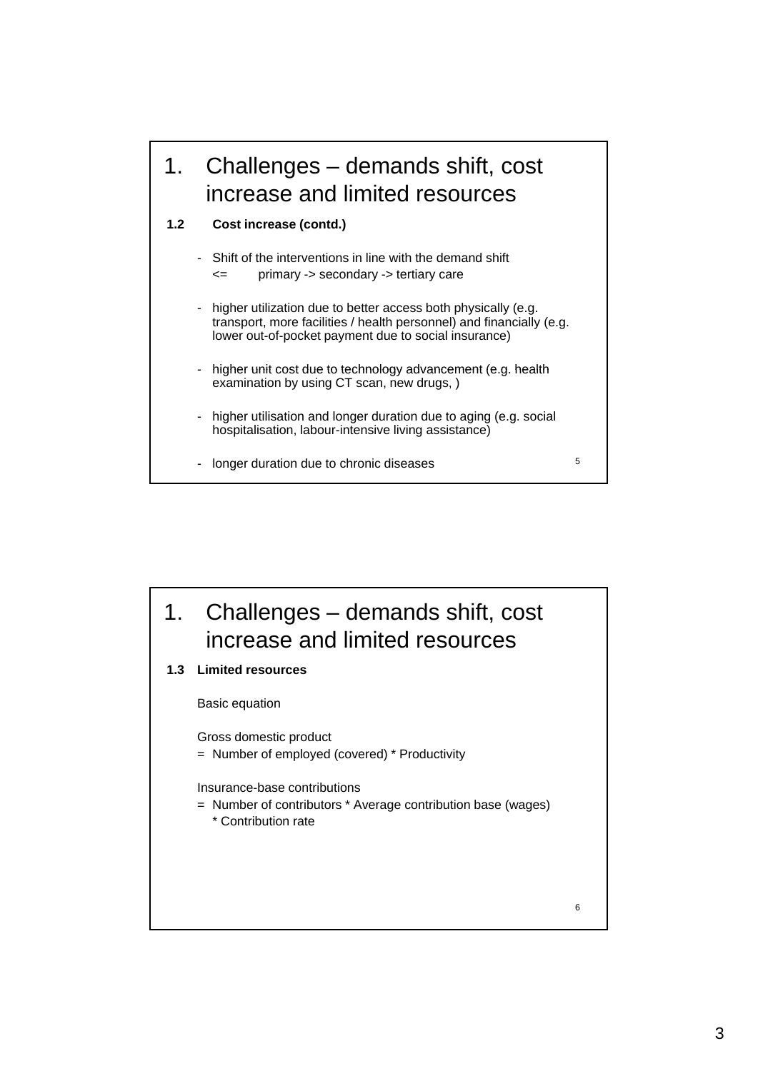# 1. Challenges – demands shift, cost increase and limited resources

### 1.2 Cost increase (contd.)

- Shift of the interventions in line with the demand shift
  <= primary -> secondary -> tertiary care
- higher utilization due to better access both physically (e.g. transport, more facilities / health personnel) and financially (e.g. lower out-of-pocket payment due to social insurance)
- higher unit cost due to technology advancement (e.g. health examination by using CT scan, new drugs, )
- higher utilisation and longer duration due to aging (e.g. social hospitalisation, labour-intensive living assistance)
- longer duration due to chronic diseases

# 1. Challenges – demands shift, cost increase and limited resources

### 1.3 Limited resources

Basic equation

Gross domestic product
= Number of employed (covered) * Productivity

Insurance-base contributions
= Number of contributors * Average contribution base (wages) * Contribution rate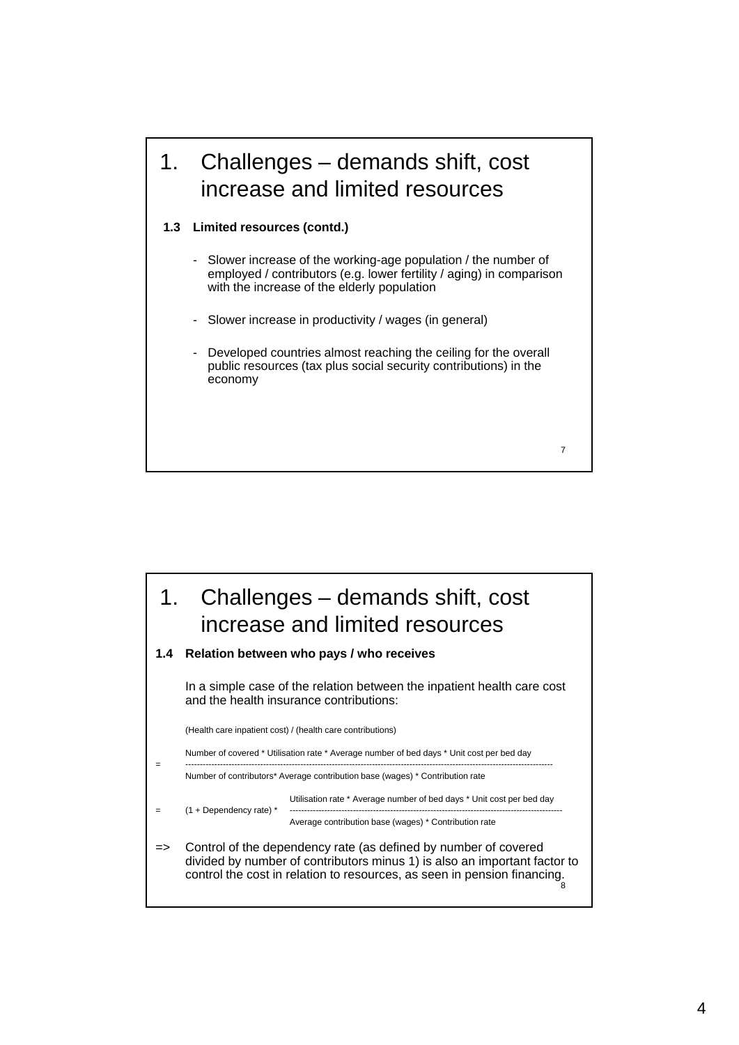# 1. Challenges – demands shift, cost increase and limited resources

### 1.3 Limited resources (contd.)

- Slower increase of the working-age population / the number of employed / contributors (e.g. lower fertility / aging) in comparison with the increase of the elderly population
- Slower increase in productivity / wages (in general)
- Developed countries almost reaching the ceiling for the overall public resources (tax plus social security contributions) in the economy

# 1. Challenges – demands shift, cost increase and limited resources

### 1.4 Relation between who pays / who receives

In a simple case of the relation between the inpatient health care cost and the health insurance contributions:

$$\frac{\text{Health care inpatient cost}}{\text{health care contributions}}$$

$$= \frac{\text{Number of covered} * \text{Utilisation rate} * \text{Average number of bed days} * \text{Unit cost per bed day}}{\text{Number of contributors} * \text{Average contribution base (wages)} * \text{Contribution rate}}$$

$$= (1 + \text{Dependency rate}) * \frac{\text{Utilisation rate} * \text{Average number of bed days} * \text{Unit cost per bed day}}{\text{Average contribution base (wages)} * \text{Contribution rate}}$$

=> Control of the dependency rate (as defined by number of covered divided by number of contributors minus 1) is also an important factor to control the cost in relation to resources, as seen in pension financing.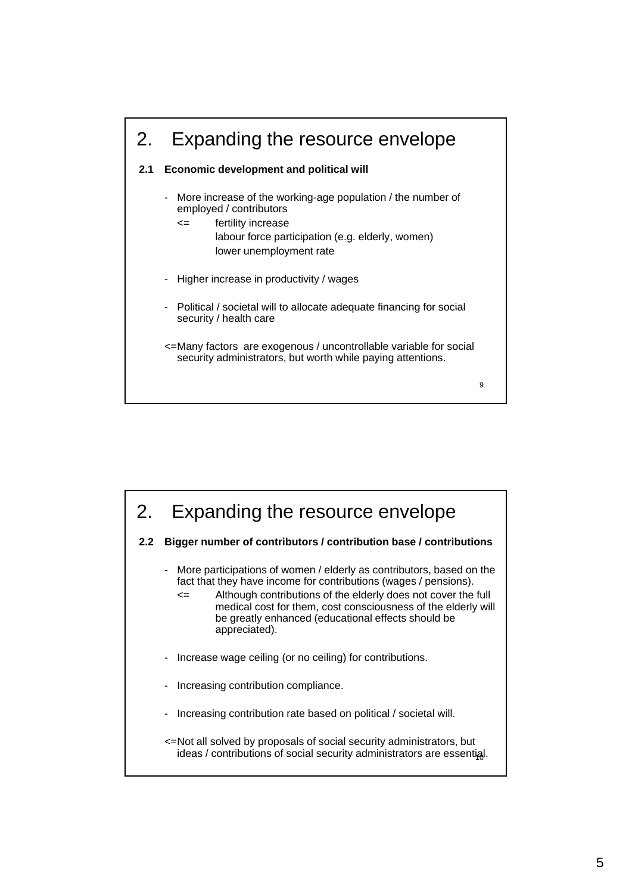## 2. Expanding the resource envelope

**2.1 Economic development and political will**

- More increase of the working-age population / the number of employed / contributors
  - <= fertility increase
    labour force participation (e.g. elderly, women)
    lower unemployment rate

- Higher increase in productivity / wages

- Political / societal will to allocate adequate financing for social security / health care

<=Many factors are exogenous / uncontrollable variable for social security administrators, but worth while paying attentions.

## 2. Expanding the resource envelope

**2.2 Bigger number of contributors / contribution base / contributions**

- More participations of women / elderly as contributors, based on the fact that they have income for contributions (wages / pensions).
  - <= Although contributions of the elderly does not cover the full medical cost for them, cost consciousness of the elderly will be greatly enhanced (educational effects should be appreciated).

- Increase wage ceiling (or no ceiling) for contributions.

- Increasing contribution compliance.

- Increasing contribution rate based on political / societal will.

<=Not all solved by proposals of social security administrators, but ideas / contributions of social security administrators are essential.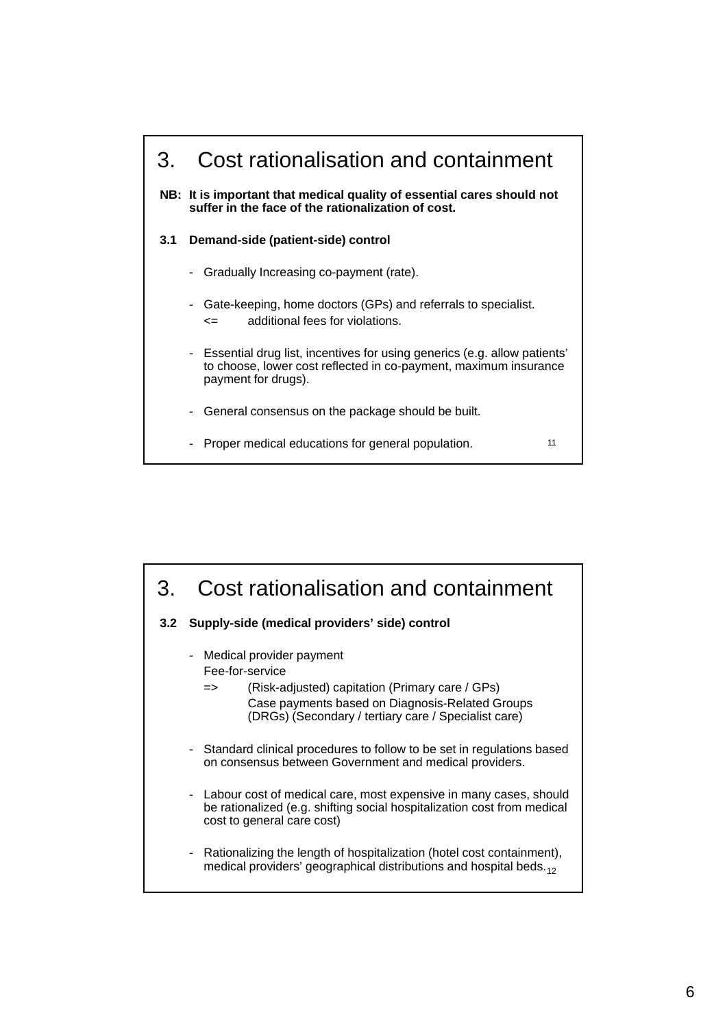## 3. Cost rationalisation and containment

**NB: It is important that medical quality of essential cares should not suffer in the face of the rationalization of cost.**

**3.1 Demand-side (patient-side) control**

- Gradually Increasing co-payment (rate).
- Gate-keeping, home doctors (GPs) and referrals to specialist.
  <= additional fees for violations.
- Essential drug list, incentives for using generics (e.g. allow patients' to choose, lower cost reflected in co-payment, maximum insurance payment for drugs).
- General consensus on the package should be built.
- Proper medical educations for general population.

## 3. Cost rationalisation and containment

**3.2 Supply-side (medical providers' side) control**

- Medical provider payment
  Fee-for-service
  => (Risk-adjusted) capitation (Primary care / GPs)
  Case payments based on Diagnosis-Related Groups (DRGs) (Secondary / tertiary care / Specialist care)
- Standard clinical procedures to follow to be set in regulations based on consensus between Government and medical providers.
- Labour cost of medical care, most expensive in many cases, should be rationalized (e.g. shifting social hospitalization cost from medical cost to general care cost)
- Rationalizing the length of hospitalization (hotel cost containment), medical providers' geographical distributions and hospital beds.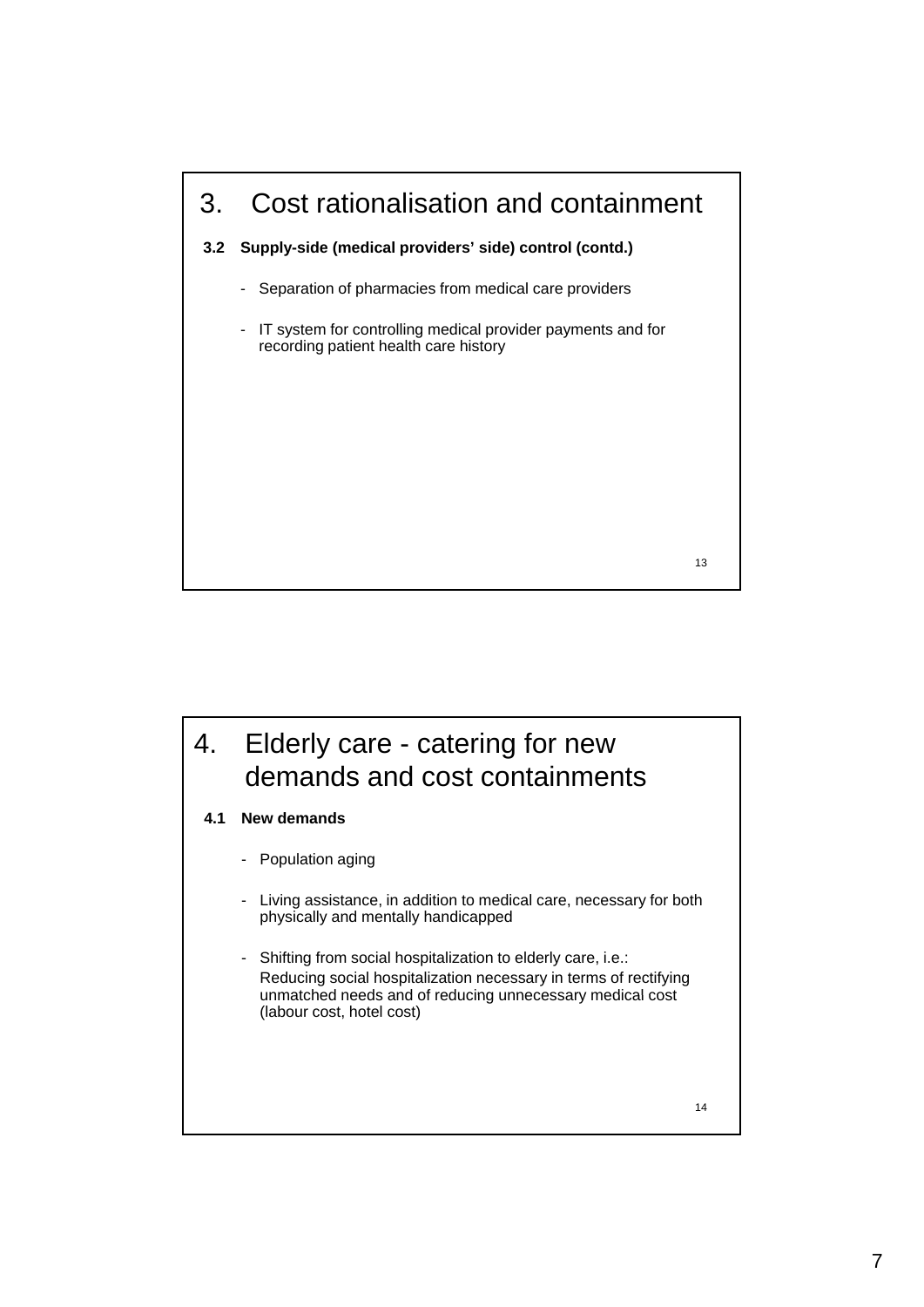# 3. Cost rationalisation and containment

**3.2 Supply-side (medical providers' side) control (contd.)**

- Separation of pharmacies from medical care providers
- IT system for controlling medical provider payments and for recording patient health care history

# 4. Elderly care - catering for new demands and cost containments

**4.1 New demands**

- Population aging
- Living assistance, in addition to medical care, necessary for both physically and mentally handicapped
- Shifting from social hospitalization to elderly care, i.e.:
  Reducing social hospitalization necessary in terms of rectifying unmatched needs and of reducing unnecessary medical cost (labour cost, hotel cost)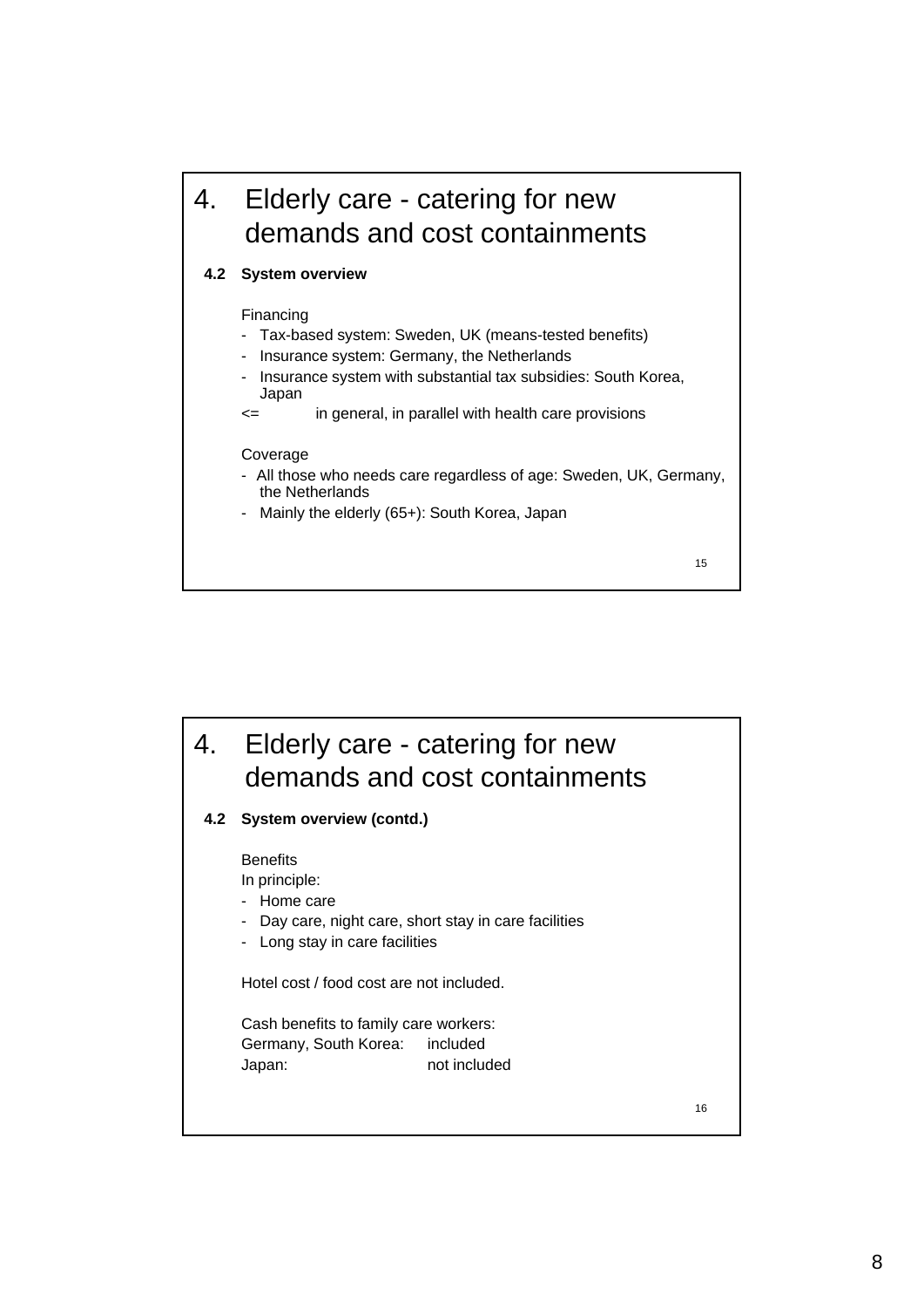# 4. Elderly care - catering for new demands and cost containments

### 4.2 System overview

Financing

- Tax-based system: Sweden, UK (means-tested benefits)
- Insurance system: Germany, the Netherlands
- Insurance system with substantial tax subsidies: South Korea, Japan

<= in general, in parallel with health care provisions

Coverage

- All those who needs care regardless of age: Sweden, UK, Germany, the Netherlands
- Mainly the elderly (65+): South Korea, Japan

15

# 4. Elderly care - catering for new demands and cost containments

### 4.2 System overview (contd.)

Benefits

In principle:

- Home care
- Day care, night care, short stay in care facilities
- Long stay in care facilities

Hotel cost / food cost are not included.

Cash benefits to family care workers:

| | |
|---|---|
| Germany, South Korea: | included |
| Japan: | not included |

16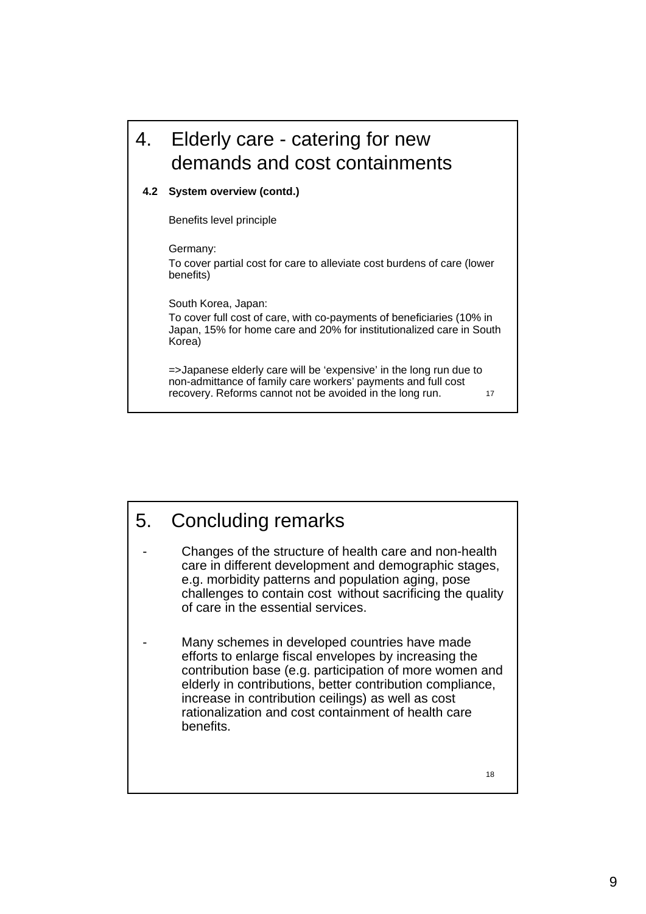# 4. Elderly care - catering for new demands and cost containments

**4.2 System overview (contd.)**

Benefits level principle

Germany:

To cover partial cost for care to alleviate cost burdens of care (lower benefits)

South Korea, Japan:

To cover full cost of care, with co-payments of beneficiaries (10% in Japan, 15% for home care and 20% for institutionalized care in South Korea)

=>Japanese elderly care will be 'expensive' in the long run due to non-admittance of family care workers' payments and full cost recovery. Reforms cannot not be avoided in the long run.

17

# 5. Concluding remarks

- Changes of the structure of health care and non-health care in different development and demographic stages, e.g. morbidity patterns and population aging, pose challenges to contain cost without sacrificing the quality of care in the essential services.

- Many schemes in developed countries have made efforts to enlarge fiscal envelopes by increasing the contribution base (e.g. participation of more women and elderly in contributions, better contribution compliance, increase in contribution ceilings) as well as cost rationalization and cost containment of health care benefits.

18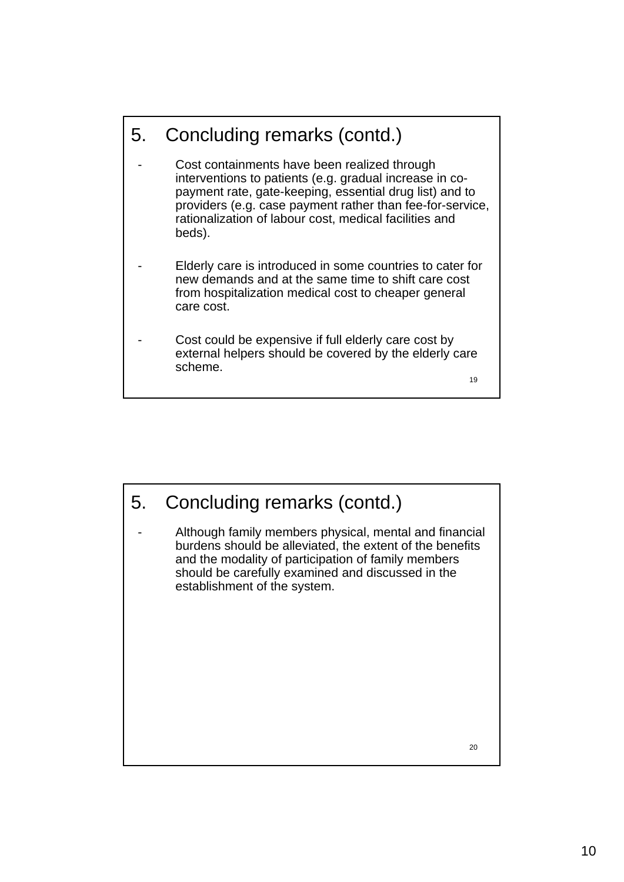## 5. Concluding remarks (contd.)

- Cost containments have been realized through interventions to patients (e.g. gradual increase in co-payment rate, gate-keeping, essential drug list) and to providers (e.g. case payment rather than fee-for-service, rationalization of labour cost, medical facilities and beds).
- Elderly care is introduced in some countries to cater for new demands and at the same time to shift care cost from hospitalization medical cost to cheaper general care cost.
- Cost could be expensive if full elderly care cost by external helpers should be covered by the elderly care scheme.

## 5. Concluding remarks (contd.)

- Although family members physical, mental and financial burdens should be alleviated, the extent of the benefits and the modality of participation of family members should be carefully examined and discussed in the establishment of the system.